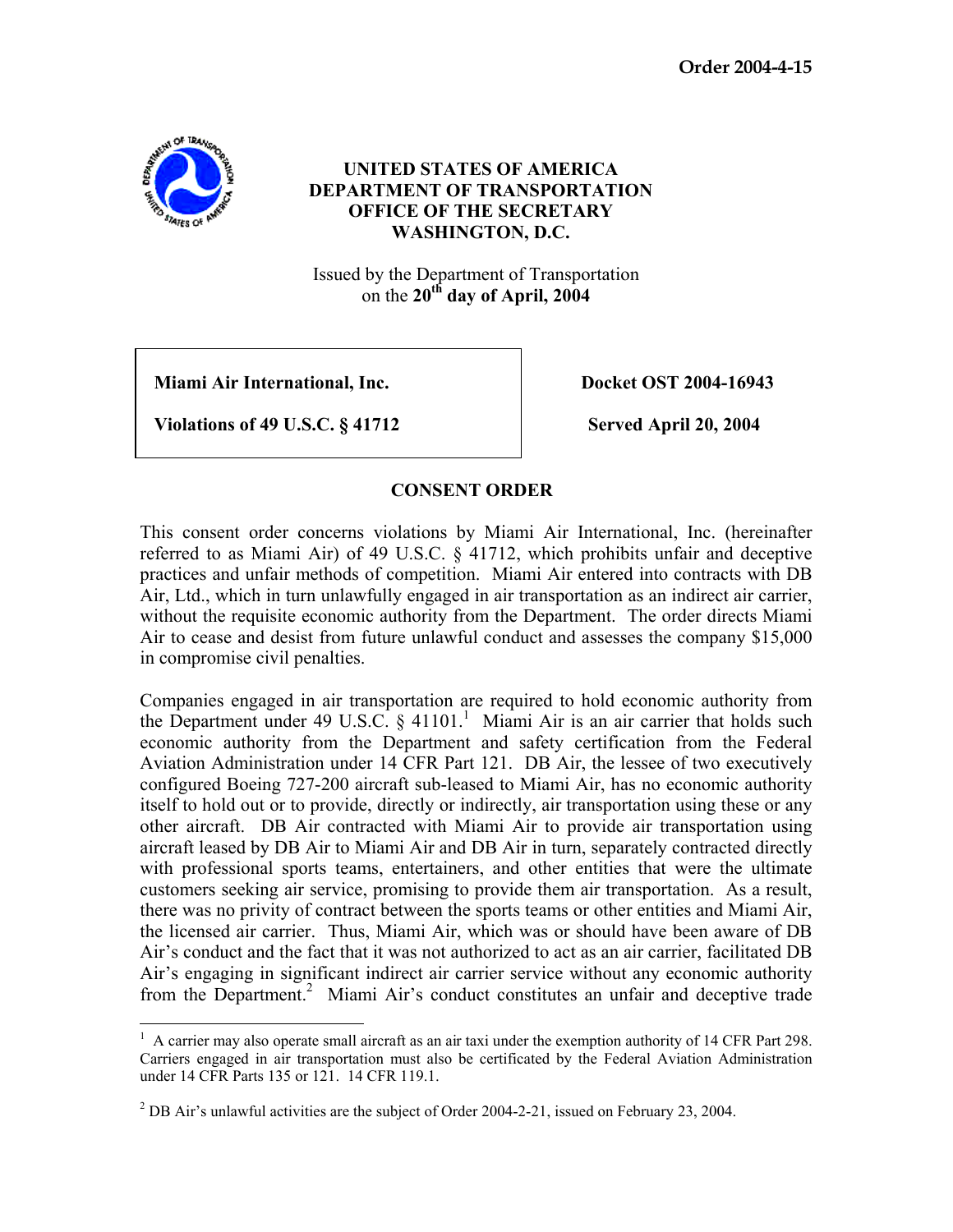**Order 2004-4-15**

# UNITED STATES OF AMERICA
# DEPARTMENT OF TRANSPORTATION
# OFFICE OF THE SECRETARY
# WASHINGTON, D.C.

Issued by the Department of Transportation
on the **20th day of April, 2004**

| | |
|---|---|
| **Miami Air International, Inc.** | **Docket OST 2004-16943** |
| **Violations of 49 U.S.C. § 41712** | **Served April 20, 2004** |

## CONSENT ORDER

This consent order concerns violations by Miami Air International, Inc. (hereinafter referred to as Miami Air) of 49 U.S.C. § 41712, which prohibits unfair and deceptive practices and unfair methods of competition. Miami Air entered into contracts with DB Air, Ltd., which in turn unlawfully engaged in air transportation as an indirect air carrier, without the requisite economic authority from the Department. The order directs Miami Air to cease and desist from future unlawful conduct and assesses the company $15,000 in compromise civil penalties.

Companies engaged in air transportation are required to hold economic authority from the Department under 49 U.S.C. § 41101.[1] Miami Air is an air carrier that holds such economic authority from the Department and safety certification from the Federal Aviation Administration under 14 CFR Part 121. DB Air, the lessee of two executively configured Boeing 727-200 aircraft sub-leased to Miami Air, has no economic authority itself to hold out or to provide, directly or indirectly, air transportation using these or any other aircraft. DB Air contracted with Miami Air to provide air transportation using aircraft leased by DB Air to Miami Air and DB Air in turn, separately contracted directly with professional sports teams, entertainers, and other entities that were the ultimate customers seeking air service, promising to provide them air transportation. As a result, there was no privity of contract between the sports teams or other entities and Miami Air, the licensed air carrier. Thus, Miami Air, which was or should have been aware of DB Air's conduct and the fact that it was not authorized to act as an air carrier, facilitated DB Air's engaging in significant indirect air carrier service without any economic authority from the Department.[2] Miami Air's conduct constitutes an unfair and deceptive trade

---

[1] A carrier may also operate small aircraft as an air taxi under the exemption authority of 14 CFR Part 298. Carriers engaged in air transportation must also be certificated by the Federal Aviation Administration under 14 CFR Parts 135 or 121. 14 CFR 119.1.

[2] DB Air's unlawful activities are the subject of Order 2004-2-21, issued on February 23, 2004.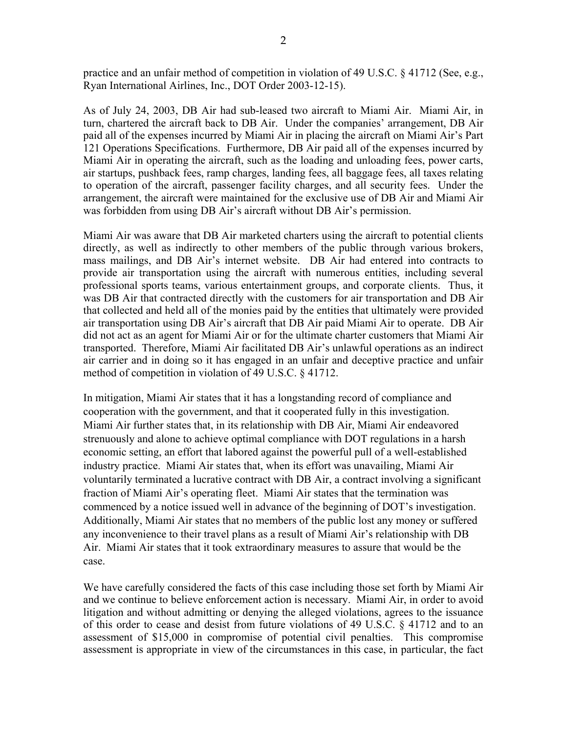practice and an unfair method of competition in violation of 49 U.S.C. § 41712 (See, e.g., Ryan International Airlines, Inc., DOT Order 2003-12-15).

As of July 24, 2003, DB Air had sub-leased two aircraft to Miami Air. Miami Air, in turn, chartered the aircraft back to DB Air. Under the companies' arrangement, DB Air paid all of the expenses incurred by Miami Air in placing the aircraft on Miami Air's Part 121 Operations Specifications. Furthermore, DB Air paid all of the expenses incurred by Miami Air in operating the aircraft, such as the loading and unloading fees, power carts, air startups, pushback fees, ramp charges, landing fees, all baggage fees, all taxes relating to operation of the aircraft, passenger facility charges, and all security fees. Under the arrangement, the aircraft were maintained for the exclusive use of DB Air and Miami Air was forbidden from using DB Air's aircraft without DB Air's permission.

Miami Air was aware that DB Air marketed charters using the aircraft to potential clients directly, as well as indirectly to other members of the public through various brokers, mass mailings, and DB Air's internet website. DB Air had entered into contracts to provide air transportation using the aircraft with numerous entities, including several professional sports teams, various entertainment groups, and corporate clients. Thus, it was DB Air that contracted directly with the customers for air transportation and DB Air that collected and held all of the monies paid by the entities that ultimately were provided air transportation using DB Air's aircraft that DB Air paid Miami Air to operate. DB Air did not act as an agent for Miami Air or for the ultimate charter customers that Miami Air transported. Therefore, Miami Air facilitated DB Air's unlawful operations as an indirect air carrier and in doing so it has engaged in an unfair and deceptive practice and unfair method of competition in violation of 49 U.S.C. § 41712.

In mitigation, Miami Air states that it has a longstanding record of compliance and cooperation with the government, and that it cooperated fully in this investigation. Miami Air further states that, in its relationship with DB Air, Miami Air endeavored strenuously and alone to achieve optimal compliance with DOT regulations in a harsh economic setting, an effort that labored against the powerful pull of a well-established industry practice. Miami Air states that, when its effort was unavailing, Miami Air voluntarily terminated a lucrative contract with DB Air, a contract involving a significant fraction of Miami Air's operating fleet. Miami Air states that the termination was commenced by a notice issued well in advance of the beginning of DOT's investigation. Additionally, Miami Air states that no members of the public lost any money or suffered any inconvenience to their travel plans as a result of Miami Air's relationship with DB Air. Miami Air states that it took extraordinary measures to assure that would be the case.

We have carefully considered the facts of this case including those set forth by Miami Air and we continue to believe enforcement action is necessary. Miami Air, in order to avoid litigation and without admitting or denying the alleged violations, agrees to the issuance of this order to cease and desist from future violations of 49 U.S.C. § 41712 and to an assessment of $15,000 in compromise of potential civil penalties. This compromise assessment is appropriate in view of the circumstances in this case, in particular, the fact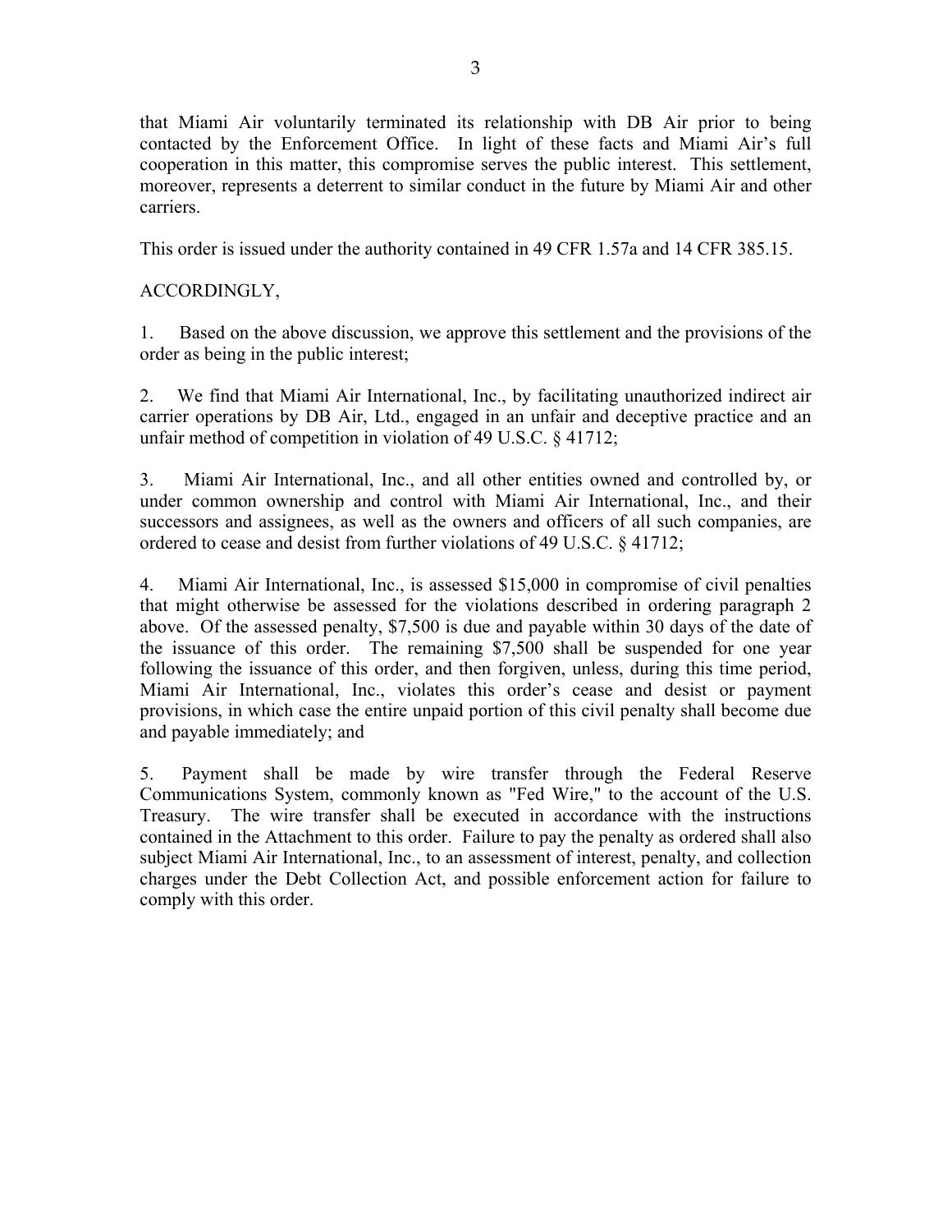that Miami Air voluntarily terminated its relationship with DB Air prior to being contacted by the Enforcement Office. In light of these facts and Miami Air's full cooperation in this matter, this compromise serves the public interest. This settlement, moreover, represents a deterrent to similar conduct in the future by Miami Air and other carriers.

This order is issued under the authority contained in 49 CFR 1.57a and 14 CFR 385.15.

ACCORDINGLY,

1. Based on the above discussion, we approve this settlement and the provisions of the order as being in the public interest;

2. We find that Miami Air International, Inc., by facilitating unauthorized indirect air carrier operations by DB Air, Ltd., engaged in an unfair and deceptive practice and an unfair method of competition in violation of 49 U.S.C. § 41712;

3. Miami Air International, Inc., and all other entities owned and controlled by, or under common ownership and control with Miami Air International, Inc., and their successors and assignees, as well as the owners and officers of all such companies, are ordered to cease and desist from further violations of 49 U.S.C. § 41712;

4. Miami Air International, Inc., is assessed $15,000 in compromise of civil penalties that might otherwise be assessed for the violations described in ordering paragraph 2 above. Of the assessed penalty, $7,500 is due and payable within 30 days of the date of the issuance of this order. The remaining $7,500 shall be suspended for one year following the issuance of this order, and then forgiven, unless, during this time period, Miami Air International, Inc., violates this order's cease and desist or payment provisions, in which case the entire unpaid portion of this civil penalty shall become due and payable immediately; and

5. Payment shall be made by wire transfer through the Federal Reserve Communications System, commonly known as "Fed Wire," to the account of the U.S. Treasury. The wire transfer shall be executed in accordance with the instructions contained in the Attachment to this order. Failure to pay the penalty as ordered shall also subject Miami Air International, Inc., to an assessment of interest, penalty, and collection charges under the Debt Collection Act, and possible enforcement action for failure to comply with this order.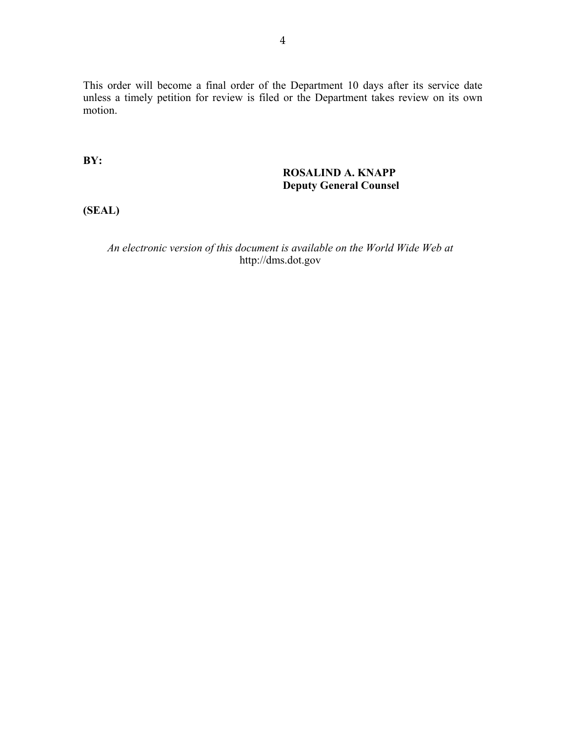This order will become a final order of the Department 10 days after its service date unless a timely petition for review is filed or the Department takes review on its own motion.

**BY:**

**ROSALIND A. KNAPP**
**Deputy General Counsel**

**(SEAL)**

*An electronic version of this document is available on the World Wide Web at* http://dms.dot.gov